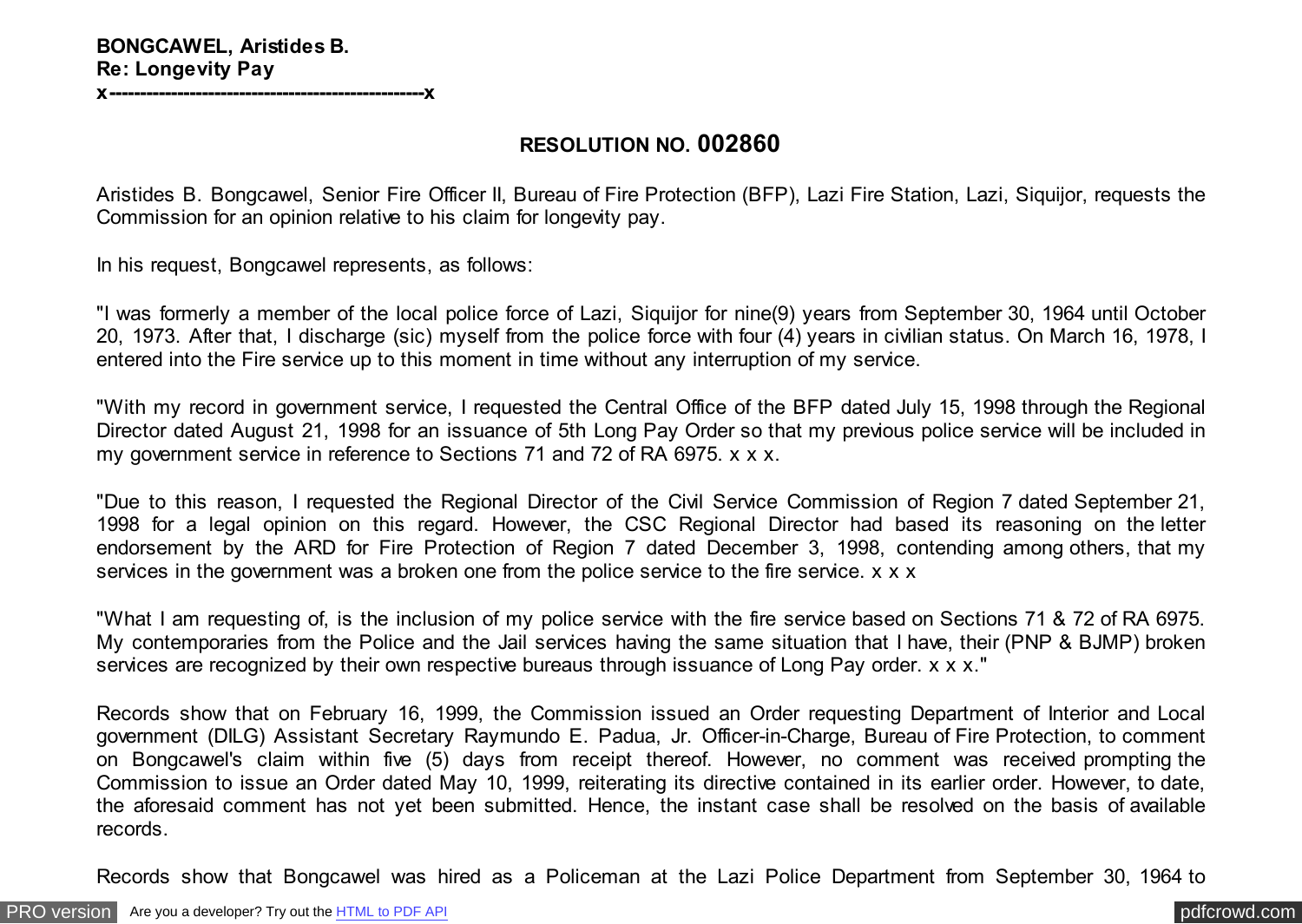**BONGCAWEL, Aristides B.**
**Re: Longevity Pay**
**x---------------------------------------------------x**

## RESOLUTION NO. 002860

Aristides B. Bongcawel, Senior Fire Officer II, Bureau of Fire Protection (BFP), Lazi Fire Station, Lazi, Siquijor, requests the Commission for an opinion relative to his claim for longevity pay.

In his request, Bongcawel represents, as follows:

"I was formerly a member of the local police force of Lazi, Siquijor for nine(9) years from September 30, 1964 until October 20, 1973. After that, I discharge (sic) myself from the police force with four (4) years in civilian status. On March 16, 1978, I entered into the Fire service up to this moment in time without any interruption of my service.

"With my record in government service, I requested the Central Office of the BFP dated July 15, 1998 through the Regional Director dated August 21, 1998 for an issuance of 5th Long Pay Order so that my previous police service will be included in my government service in reference to Sections 71 and 72 of RA 6975. x x x.

"Due to this reason, I requested the Regional Director of the Civil Service Commission of Region 7 dated September 21, 1998 for a legal opinion on this regard. However, the CSC Regional Director had based its reasoning on the letter endorsement by the ARD for Fire Protection of Region 7 dated December 3, 1998, contending among others, that my services in the government was a broken one from the police service to the fire service. x x x

"What I am requesting of, is the inclusion of my police service with the fire service based on Sections 71 & 72 of RA 6975. My contemporaries from the Police and the Jail services having the same situation that I have, their (PNP & BJMP) broken services are recognized by their own respective bureaus through issuance of Long Pay order. x x x."

Records show that on February 16, 1999, the Commission issued an Order requesting Department of Interior and Local government (DILG) Assistant Secretary Raymundo E. Padua, Jr. Officer-in-Charge, Bureau of Fire Protection, to comment on Bongcawel's claim within five (5) days from receipt thereof. However, no comment was received prompting the Commission to issue an Order dated May 10, 1999, reiterating its directive contained in its earlier order. However, to date, the aforesaid comment has not yet been submitted. Hence, the instant case shall be resolved on the basis of available records.

Records show that Bongcawel was hired as a Policeman at the Lazi Police Department from September 30, 1964 to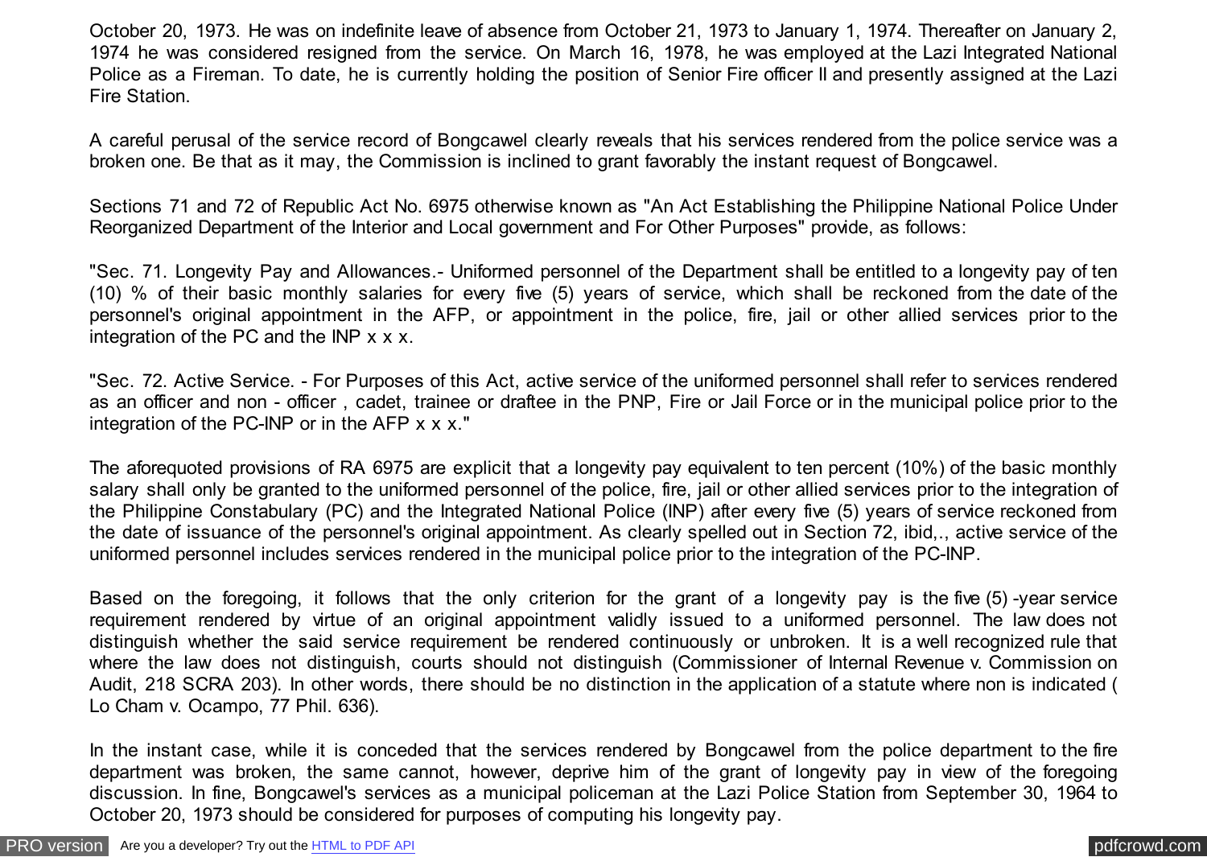October 20, 1973. He was on indefinite leave of absence from October 21, 1973 to January 1, 1974. Thereafter on January 2, 1974 he was considered resigned from the service. On March 16, 1978, he was employed at the Lazi Integrated National Police as a Fireman. To date, he is currently holding the position of Senior Fire officer II and presently assigned at the Lazi Fire Station.

A careful perusal of the service record of Bongcawel clearly reveals that his services rendered from the police service was a broken one. Be that as it may, the Commission is inclined to grant favorably the instant request of Bongcawel.

Sections 71 and 72 of Republic Act No. 6975 otherwise known as "An Act Establishing the Philippine National Police Under Reorganized Department of the Interior and Local government and For Other Purposes" provide, as follows:

"Sec. 71. Longevity Pay and Allowances.- Uniformed personnel of the Department shall be entitled to a longevity pay of ten (10) % of their basic monthly salaries for every five (5) years of service, which shall be reckoned from the date of the personnel's original appointment in the AFP, or appointment in the police, fire, jail or other allied services prior to the integration of the PC and the INP x x x.

"Sec. 72. Active Service. - For Purposes of this Act, active service of the uniformed personnel shall refer to services rendered as an officer and non - officer , cadet, trainee or draftee in the PNP, Fire or Jail Force or in the municipal police prior to the integration of the PC-INP or in the AFP x x x."

The aforequoted provisions of RA 6975 are explicit that a longevity pay equivalent to ten percent (10%) of the basic monthly salary shall only be granted to the uniformed personnel of the police, fire, jail or other allied services prior to the integration of the Philippine Constabulary (PC) and the Integrated National Police (INP) after every five (5) years of service reckoned from the date of issuance of the personnel's original appointment. As clearly spelled out in Section 72, ibid,., active service of the uniformed personnel includes services rendered in the municipal police prior to the integration of the PC-INP.

Based on the foregoing, it follows that the only criterion for the grant of a longevity pay is the five (5) -year service requirement rendered by virtue of an original appointment validly issued to a uniformed personnel. The law does not distinguish whether the said service requirement be rendered continuously or unbroken. It is a well recognized rule that where the law does not distinguish, courts should not distinguish (Commissioner of Internal Revenue v. Commission on Audit, 218 SCRA 203). In other words, there should be no distinction in the application of a statute where non is indicated ( Lo Cham v. Ocampo, 77 Phil. 636).

In the instant case, while it is conceded that the services rendered by Bongcawel from the police department to the fire department was broken, the same cannot, however, deprive him of the grant of longevity pay in view of the foregoing discussion. In fine, Bongcawel's services as a municipal policeman at the Lazi Police Station from September 30, 1964 to October 20, 1973 should be considered for purposes of computing his longevity pay.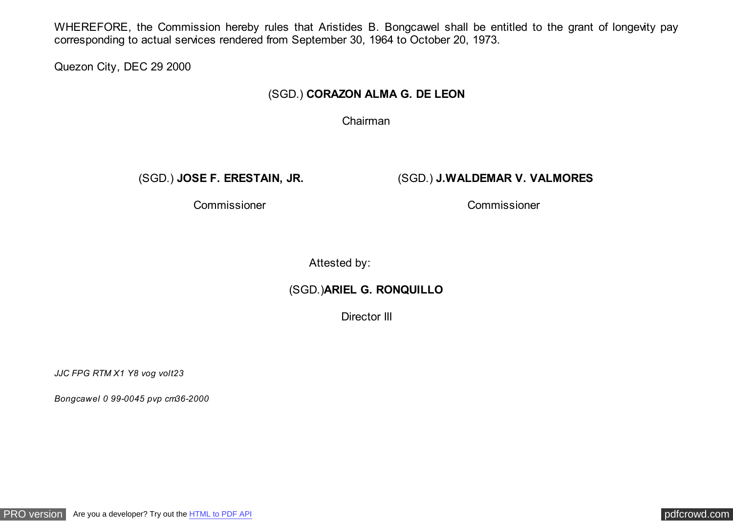WHEREFORE, the Commission hereby rules that Aristides B. Bongcawel shall be entitled to the grant of longevity pay corresponding to actual services rendered from September 30, 1964 to October 20, 1973.

Quezon City, DEC 29 2000

(SGD.) **CORAZON ALMA G. DE LEON**

Chairman

(SGD.) **JOSE F. ERESTAIN, JR.**

Commissioner

(SGD.) **J.WALDEMAR V. VALMORES**

Commissioner

Attested by:

(SGD.)**ARIEL G. RONQUILLO**

Director III

*JJC FPG RTM X1 Y8 vog volt23*

*Bongcawel 0 99-0045 pvp cm36-2000*